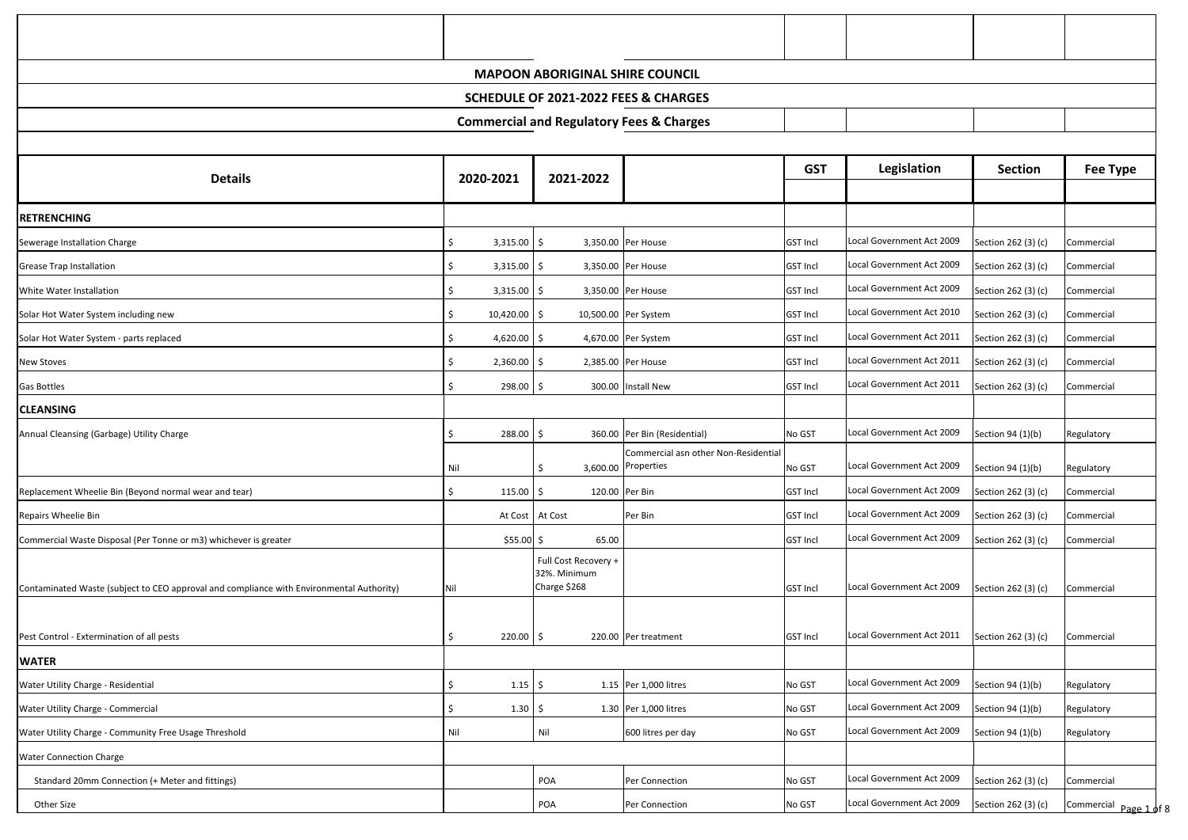## MAPOON ABORIGINAL SHIRE COUNCIL

## SCHEDULE OF 2021-2022 FEES & CHARGES

### Commercial and Regulatory Fees & Charges

| Details | 2020-2021 | 2021-2022 | | GST | Legislation | Section | Fee Type |
|---|---|---|---|---|---|---|---|
| **RETRENCHING** | | | | | | | |
| Sewerage Installation Charge | $ 3,315.00 | $ 3,350.00 | Per House | GST Incl | Local Government Act 2009 | Section 262 (3) (c) | Commercial |
| Grease Trap Installation | $ 3,315.00 | $ 3,350.00 | Per House | GST Incl | Local Government Act 2009 | Section 262 (3) (c) | Commercial |
| White Water Installation | $ 3,315.00 | $ 3,350.00 | Per House | GST Incl | Local Government Act 2009 | Section 262 (3) (c) | Commercial |
| Solar Hot Water System including new | $ 10,420.00 | $ 10,500.00 | Per System | GST Incl | Local Government Act 2010 | Section 262 (3) (c) | Commercial |
| Solar Hot Water System - parts replaced | $ 4,620.00 | $ 4,670.00 | Per System | GST Incl | Local Government Act 2011 | Section 262 (3) (c) | Commercial |
| New Stoves | $ 2,360.00 | $ 2,385.00 | Per House | GST Incl | Local Government Act 2011 | Section 262 (3) (c) | Commercial |
| Gas Bottles | $ 298.00 | $ 300.00 | Install New | GST Incl | Local Government Act 2011 | Section 262 (3) (c) | Commercial |
| **CLEANSING** | | | | | | | |
| Annual Cleansing (Garbage) Utility Charge | $ 288.00 | $ 360.00 | Per Bin (Residential) | No GST | Local Government Act 2009 | Section 94 (1)(b) | Regulatory |
| | Nil | $ 3,600.00 | Commercial asn other Non-Residential Properties | No GST | Local Government Act 2009 | Section 94 (1)(b) | Regulatory |
| Replacement Wheelie Bin (Beyond normal wear and tear) | $ 115.00 | $ 120.00 | Per Bin | GST Incl | Local Government Act 2009 | Section 262 (3) (c) | Commercial |
| Repairs Wheelie Bin | At Cost | At Cost | Per Bin | GST Incl | Local Government Act 2009 | Section 262 (3) (c) | Commercial |
| Commercial Waste Disposal (Per Tonne or m3) whichever is greater | $55.00 | $ 65.00 | | GST Incl | Local Government Act 2009 | Section 262 (3) (c) | Commercial |
| Contaminated Waste (subject to CEO approval and compliance with Environmental Authority) | Nil | Full Cost Recovery + 32%. Minimum Charge $268 | | GST Incl | Local Government Act 2009 | Section 262 (3) (c) | Commercial |
| Pest Control - Extermination of all pests | $ 220.00 | $ 220.00 | Per treatment | GST Incl | Local Government Act 2011 | Section 262 (3) (c) | Commercial |
| **WATER** | | | | | | | |
| Water Utility Charge - Residential | $ 1.15 | $ 1.15 | Per 1,000 litres | No GST | Local Government Act 2009 | Section 94 (1)(b) | Regulatory |
| Water Utility Charge - Commercial | $ 1.30 | $ 1.30 | Per 1,000 litres | No GST | Local Government Act 2009 | Section 94 (1)(b) | Regulatory |
| Water Utility Charge - Community Free Usage Threshold | Nil | Nil | 600 litres per day | No GST | Local Government Act 2009 | Section 94 (1)(b) | Regulatory |
| Water Connection Charge | | | | | | | |
| Standard 20mm Connection (+ Meter and fittings) | | POA | Per Connection | No GST | Local Government Act 2009 | Section 262 (3) (c) | Commercial |
| Other Size | | POA | Per Connection | No GST | Local Government Act 2009 | Section 262 (3) (c) | Commercial |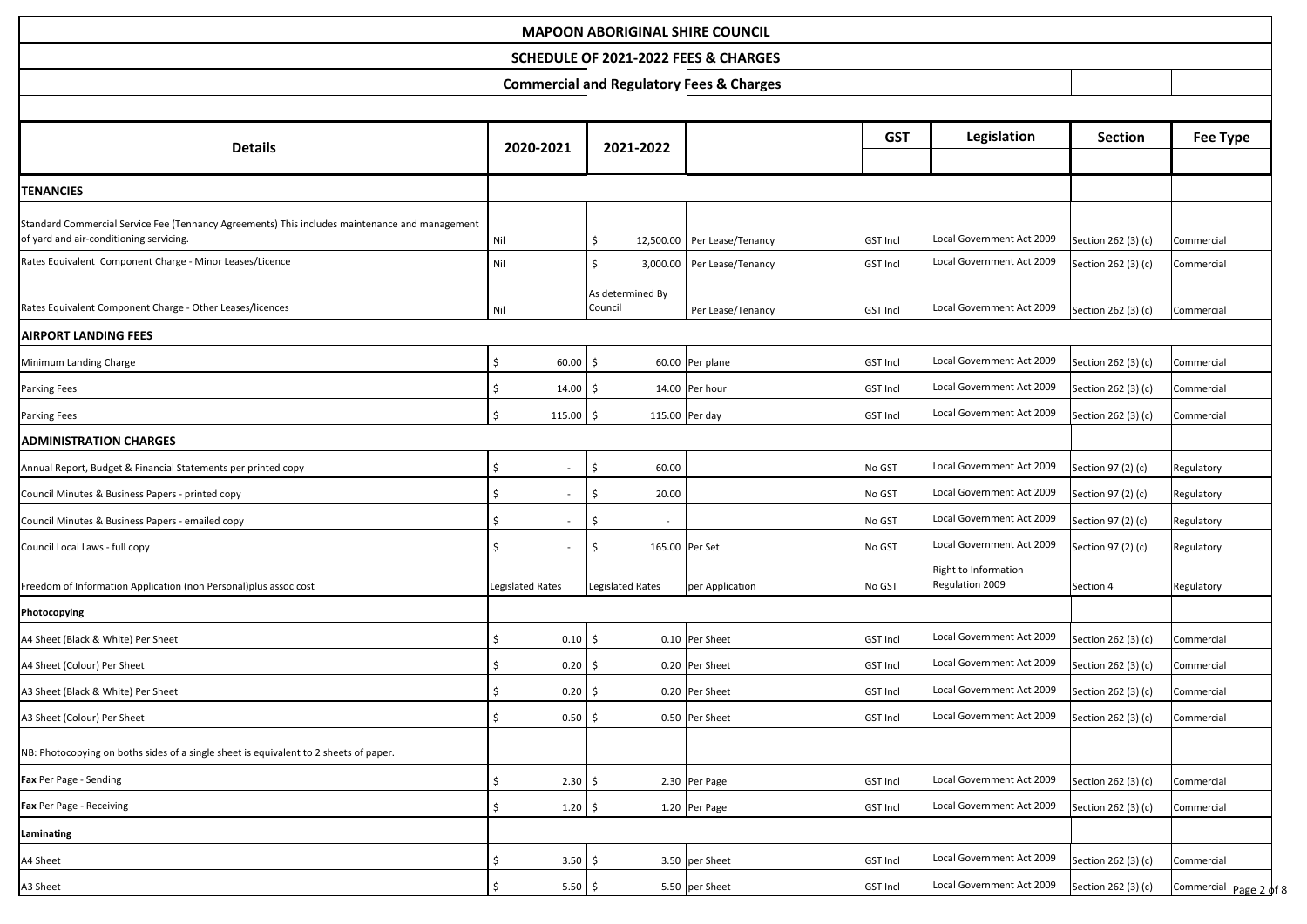# MAPOON ABORIGINAL SHIRE COUNCIL

## SCHEDULE OF 2021-2022 FEES & CHARGES

### Commercial and Regulatory Fees & Charges

| Details | 2020-2021 | 2021-2022 | | GST | Legislation | Section | Fee Type |
|---|---|---|---|---|---|---|---|
| **TENANCIES** | | | | | | | |
| Standard Commercial Service Fee (Tennancy Agreements) This includes maintenance and management of yard and air-conditioning servicing. | Nil | $ 12,500.00 | Per Lease/Tenancy | GST Incl | Local Government Act 2009 | Section 262 (3) (c) | Commercial |
| Rates Equivalent Component Charge - Minor Leases/Licence | Nil | $ 3,000.00 | Per Lease/Tenancy | GST Incl | Local Government Act 2009 | Section 262 (3) (c) | Commercial |
| Rates Equivalent Component Charge - Other Leases/licences | Nil | As determined By Council | Per Lease/Tenancy | GST Incl | Local Government Act 2009 | Section 262 (3) (c) | Commercial |
| **AIRPORT LANDING FEES** | | | | | | | |
| Minimum Landing Charge | $ 60.00 | $ 60.00 | Per plane | GST Incl | Local Government Act 2009 | Section 262 (3) (c) | Commercial |
| Parking Fees | $ 14.00 | $ 14.00 | Per hour | GST Incl | Local Government Act 2009 | Section 262 (3) (c) | Commercial |
| Parking Fees | $ 115.00 | $ 115.00 | Per day | GST Incl | Local Government Act 2009 | Section 262 (3) (c) | Commercial |
| **ADMINISTRATION CHARGES** | | | | | | | |
| Annual Report, Budget & Financial Statements per printed copy | $ - | $ 60.00 | | No GST | Local Government Act 2009 | Section 97 (2) (c) | Regulatory |
| Council Minutes & Business Papers - printed copy | $ - | $ 20.00 | | No GST | Local Government Act 2009 | Section 97 (2) (c) | Regulatory |
| Council Minutes & Business Papers - emailed copy | $ - | $ - | | No GST | Local Government Act 2009 | Section 97 (2) (c) | Regulatory |
| Council Local Laws - full copy | $ - | $ 165.00 | Per Set | No GST | Local Government Act 2009 | Section 97 (2) (c) | Regulatory |
| Freedom of Information Application (non Personal)plus assoc cost | Legislated Rates | Legislated Rates | per Application | No GST | Right to Information Regulation 2009 | Section 4 | Regulatory |
| **Photocopying** | | | | | | | |
| A4 Sheet (Black & White) Per Sheet | $ 0.10 | $ 0.10 | Per Sheet | GST Incl | Local Government Act 2009 | Section 262 (3) (c) | Commercial |
| A4 Sheet (Colour) Per Sheet | $ 0.20 | $ 0.20 | Per Sheet | GST Incl | Local Government Act 2009 | Section 262 (3) (c) | Commercial |
| A3 Sheet (Black & White) Per Sheet | $ 0.20 | $ 0.20 | Per Sheet | GST Incl | Local Government Act 2009 | Section 262 (3) (c) | Commercial |
| A3 Sheet (Colour) Per Sheet | $ 0.50 | $ 0.50 | Per Sheet | GST Incl | Local Government Act 2009 | Section 262 (3) (c) | Commercial |
| NB: Photocopying on boths sides of a single sheet is equivalent to 2 sheets of paper. | | | | | | | |
| **Fax** Per Page - Sending | $ 2.30 | $ 2.30 | Per Page | GST Incl | Local Government Act 2009 | Section 262 (3) (c) | Commercial |
| **Fax** Per Page - Receiving | $ 1.20 | $ 1.20 | Per Page | GST Incl | Local Government Act 2009 | Section 262 (3) (c) | Commercial |
| **Laminating** | | | | | | | |
| A4 Sheet | $ 3.50 | $ 3.50 | per Sheet | GST Incl | Local Government Act 2009 | Section 262 (3) (c) | Commercial |
| A3 Sheet | $ 5.50 | $ 5.50 | per Sheet | GST Incl | Local Government Act 2009 | Section 262 (3) (c) | Commercial |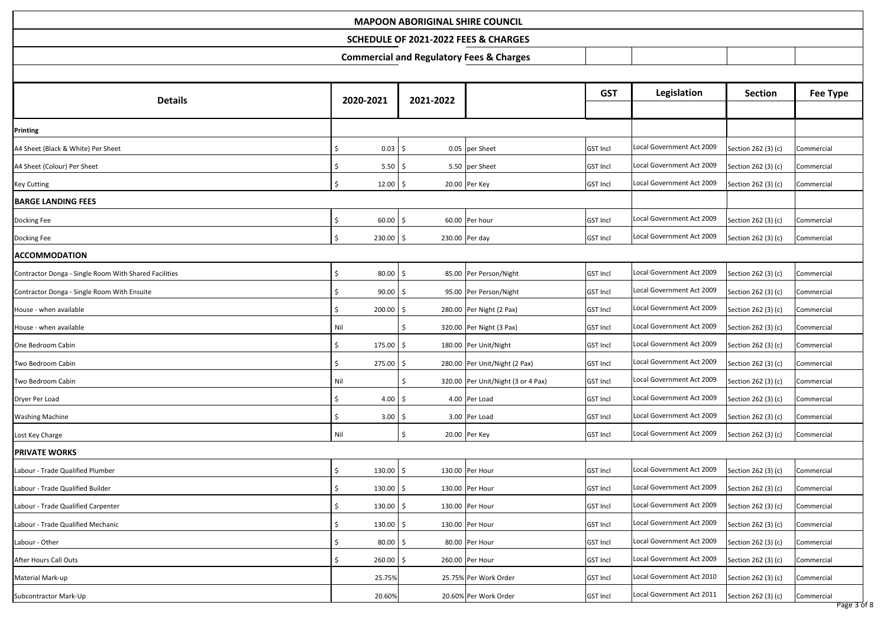# MAPOON ABORIGINAL SHIRE COUNCIL

## SCHEDULE OF 2021-2022 FEES & CHARGES

### Commercial and Regulatory Fees & Charges

| Details | 2020-2021 | 2021-2022 | | GST | Legislation | Section | Fee Type |
|---|---|---|---|---|---|---|---|
| **Printing** | | | | | | | |
| A4 Sheet (Black & White) Per Sheet | $ 0.03 | $ 0.05 | per Sheet | GST Incl | Local Government Act 2009 | Section 262 (3) (c) | Commercial |
| A4 Sheet (Colour) Per Sheet | $ 5.50 | $ 5.50 | per Sheet | GST Incl | Local Government Act 2009 | Section 262 (3) (c) | Commercial |
| Key Cutting | $ 12.00 | $ 20.00 | Per Key | GST Incl | Local Government Act 2009 | Section 262 (3) (c) | Commercial |
| **BARGE LANDING FEES** | | | | | | | |
| Docking Fee | $ 60.00 | $ 60.00 | Per hour | GST Incl | Local Government Act 2009 | Section 262 (3) (c) | Commercial |
| Docking Fee | $ 230.00 | $ 230.00 | Per day | GST Incl | Local Government Act 2009 | Section 262 (3) (c) | Commercial |
| **ACCOMMODATION** | | | | | | | |
| Contractor Donga - Single Room With Shared Facilities | $ 80.00 | $ 85.00 | Per Person/Night | GST Incl | Local Government Act 2009 | Section 262 (3) (c) | Commercial |
| Contractor Donga - Single Room With Ensuite | $ 90.00 | $ 95.00 | Per Person/Night | GST Incl | Local Government Act 2009 | Section 262 (3) (c) | Commercial |
| House - when available | $ 200.00 | $ 280.00 | Per Night (2 Pax) | GST Incl | Local Government Act 2009 | Section 262 (3) (c) | Commercial |
| House - when available | Nil | $ 320.00 | Per Night (3 Pax) | GST Incl | Local Government Act 2009 | Section 262 (3) (c) | Commercial |
| One Bedroom Cabin | $ 175.00 | $ 180.00 | Per Unit/Night | GST Incl | Local Government Act 2009 | Section 262 (3) (c) | Commercial |
| Two Bedroom Cabin | $ 275.00 | $ 280.00 | Per Unit/Night (2 Pax) | GST Incl | Local Government Act 2009 | Section 262 (3) (c) | Commercial |
| Two Bedroom Cabin | Nil | $ 320.00 | Per Unit/Night (3 or 4 Pax) | GST Incl | Local Government Act 2009 | Section 262 (3) (c) | Commercial |
| Dryer Per Load | $ 4.00 | $ 4.00 | Per Load | GST Incl | Local Government Act 2009 | Section 262 (3) (c) | Commercial |
| Washing Machine | $ 3.00 | $ 3.00 | Per Load | GST Incl | Local Government Act 2009 | Section 262 (3) (c) | Commercial |
| Lost Key Charge | Nil | $ 20.00 | Per Key | GST Incl | Local Government Act 2009 | Section 262 (3) (c) | Commercial |
| **PRIVATE WORKS** | | | | | | | |
| Labour - Trade Qualified Plumber | $ 130.00 | $ 130.00 | Per Hour | GST Incl | Local Government Act 2009 | Section 262 (3) (c) | Commercial |
| Labour - Trade Qualified Builder | $ 130.00 | $ 130.00 | Per Hour | GST Incl | Local Government Act 2009 | Section 262 (3) (c) | Commercial |
| Labour - Trade Qualified Carpenter | $ 130.00 | $ 130.00 | Per Hour | GST Incl | Local Government Act 2009 | Section 262 (3) (c) | Commercial |
| Labour - Trade Qualified Mechanic | $ 130.00 | $ 130.00 | Per Hour | GST Incl | Local Government Act 2009 | Section 262 (3) (c) | Commercial |
| Labour - Other | $ 80.00 | $ 80.00 | Per Hour | GST Incl | Local Government Act 2009 | Section 262 (3) (c) | Commercial |
| After Hours Call Outs | $ 260.00 | $ 260.00 | Per Hour | GST Incl | Local Government Act 2009 | Section 262 (3) (c) | Commercial |
| Material Mark-up | 25.75% | 25.75% | Per Work Order | GST Incl | Local Government Act 2010 | Section 262 (3) (c) | Commercial |
| Subcontractor Mark-Up | 20.60% | 20.60% | Per Work Order | GST Incl | Local Government Act 2011 | Section 262 (3) (c) | Commercial |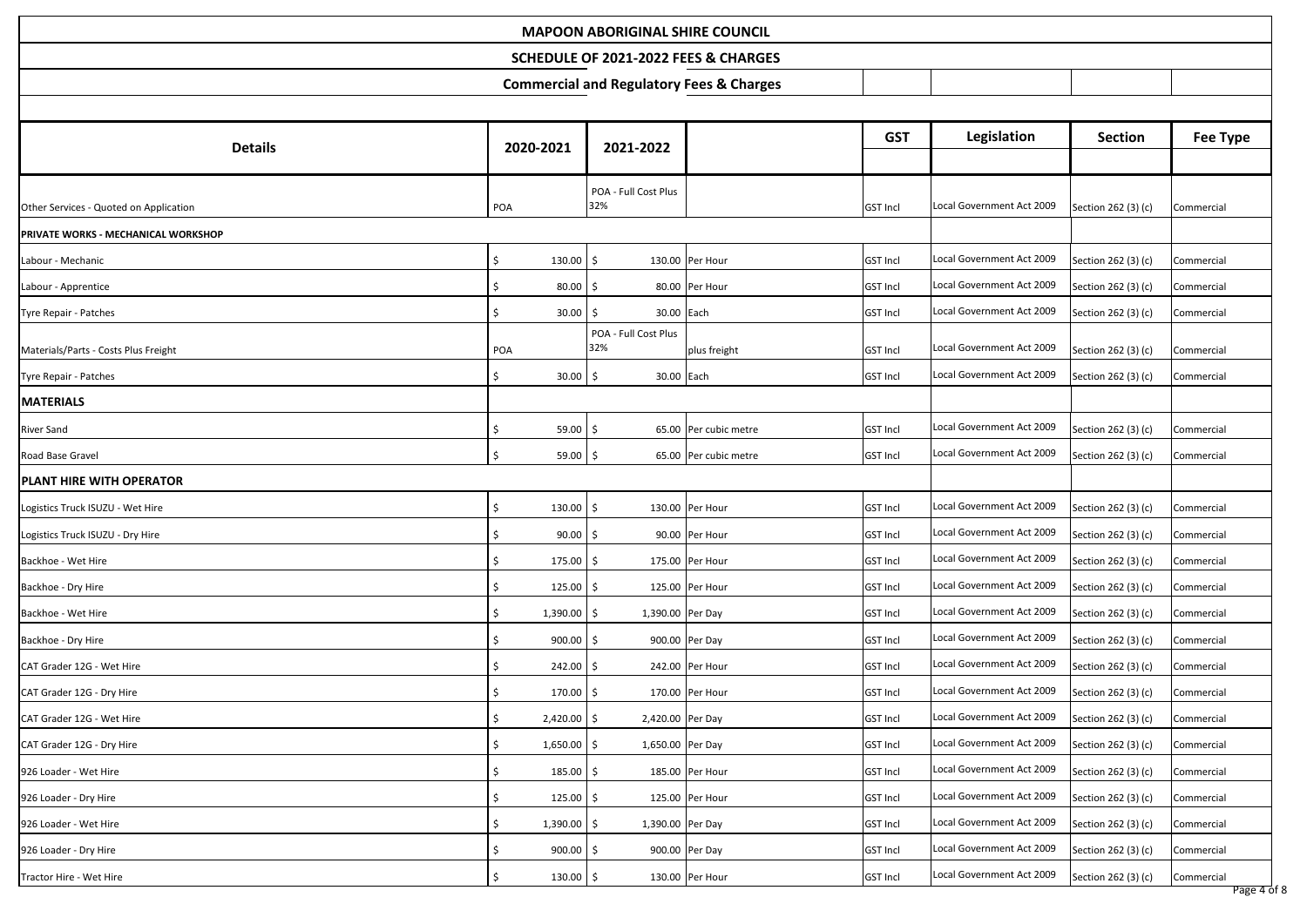# MAPOON ABORIGINAL SHIRE COUNCIL

## SCHEDULE OF 2021-2022 FEES & CHARGES

### Commercial and Regulatory Fees & Charges

| Details | 2020-2021 | 2021-2022 | | GST | Legislation | Section | Fee Type |
|---|---|---|---|---|---|---|---|
| Other Services - Quoted on Application | POA | POA - Full Cost Plus 32% | | GST Incl | Local Government Act 2009 | Section 262 (3) (c) | Commercial |
| **PRIVATE WORKS - MECHANICAL WORKSHOP** | | | | | | | |
| Labour - Mechanic | $ 130.00 | $ 130.00 | Per Hour | GST Incl | Local Government Act 2009 | Section 262 (3) (c) | Commercial |
| Labour - Apprentice | $ 80.00 | $ 80.00 | Per Hour | GST Incl | Local Government Act 2009 | Section 262 (3) (c) | Commercial |
| Tyre Repair - Patches | $ 30.00 | $ 30.00 | Each | GST Incl | Local Government Act 2009 | Section 262 (3) (c) | Commercial |
| Materials/Parts - Costs Plus Freight | POA | POA - Full Cost Plus 32% | plus freight | GST Incl | Local Government Act 2009 | Section 262 (3) (c) | Commercial |
| Tyre Repair - Patches | $ 30.00 | $ 30.00 | Each | GST Incl | Local Government Act 2009 | Section 262 (3) (c) | Commercial |
| **MATERIALS** | | | | | | | |
| River Sand | $ 59.00 | $ 65.00 | Per cubic metre | GST Incl | Local Government Act 2009 | Section 262 (3) (c) | Commercial |
| Road Base Gravel | $ 59.00 | $ 65.00 | Per cubic metre | GST Incl | Local Government Act 2009 | Section 262 (3) (c) | Commercial |
| **PLANT HIRE WITH OPERATOR** | | | | | | | |
| Logistics Truck ISUZU - Wet Hire | $ 130.00 | $ 130.00 | Per Hour | GST Incl | Local Government Act 2009 | Section 262 (3) (c) | Commercial |
| Logistics Truck ISUZU - Dry Hire | $ 90.00 | $ 90.00 | Per Hour | GST Incl | Local Government Act 2009 | Section 262 (3) (c) | Commercial |
| Backhoe - Wet Hire | $ 175.00 | $ 175.00 | Per Hour | GST Incl | Local Government Act 2009 | Section 262 (3) (c) | Commercial |
| Backhoe - Dry Hire | $ 125.00 | $ 125.00 | Per Hour | GST Incl | Local Government Act 2009 | Section 262 (3) (c) | Commercial |
| Backhoe - Wet Hire | $ 1,390.00 | $ 1,390.00 | Per Day | GST Incl | Local Government Act 2009 | Section 262 (3) (c) | Commercial |
| Backhoe - Dry Hire | $ 900.00 | $ 900.00 | Per Day | GST Incl | Local Government Act 2009 | Section 262 (3) (c) | Commercial |
| CAT Grader 12G - Wet Hire | $ 242.00 | $ 242.00 | Per Hour | GST Incl | Local Government Act 2009 | Section 262 (3) (c) | Commercial |
| CAT Grader 12G - Dry Hire | $ 170.00 | $ 170.00 | Per Hour | GST Incl | Local Government Act 2009 | Section 262 (3) (c) | Commercial |
| CAT Grader 12G - Wet Hire | $ 2,420.00 | $ 2,420.00 | Per Day | GST Incl | Local Government Act 2009 | Section 262 (3) (c) | Commercial |
| CAT Grader 12G - Dry Hire | $ 1,650.00 | $ 1,650.00 | Per Day | GST Incl | Local Government Act 2009 | Section 262 (3) (c) | Commercial |
| 926 Loader - Wet Hire | $ 185.00 | $ 185.00 | Per Hour | GST Incl | Local Government Act 2009 | Section 262 (3) (c) | Commercial |
| 926 Loader - Dry Hire | $ 125.00 | $ 125.00 | Per Hour | GST Incl | Local Government Act 2009 | Section 262 (3) (c) | Commercial |
| 926 Loader - Wet Hire | $ 1,390.00 | $ 1,390.00 | Per Day | GST Incl | Local Government Act 2009 | Section 262 (3) (c) | Commercial |
| 926 Loader - Dry Hire | $ 900.00 | $ 900.00 | Per Day | GST Incl | Local Government Act 2009 | Section 262 (3) (c) | Commercial |
| Tractor Hire - Wet Hire | $ 130.00 | $ 130.00 | Per Hour | GST Incl | Local Government Act 2009 | Section 262 (3) (c) | Commercial |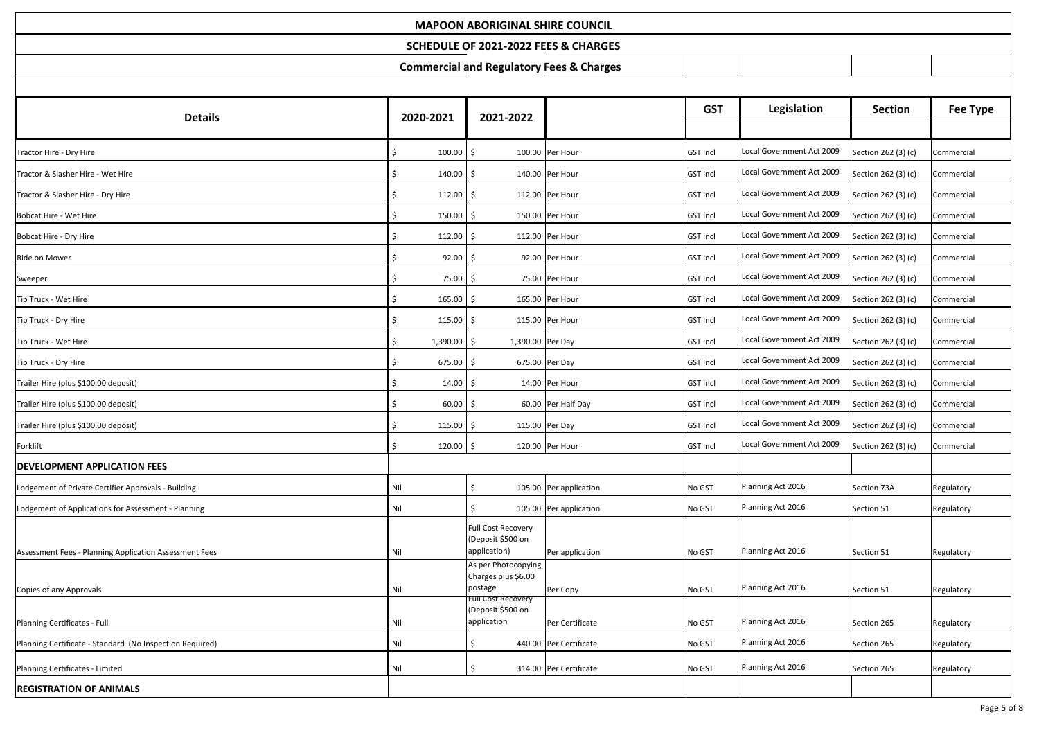# MAPOON ABORIGINAL SHIRE COUNCIL

## SCHEDULE OF 2021-2022 FEES & CHARGES

### Commercial and Regulatory Fees & Charges

| Details | 2020-2021 | 2021-2022 | | GST | Legislation | Section | Fee Type |
|---|---|---|---|---|---|---|---|
| Tractor Hire - Dry Hire | $ 100.00 | $ 100.00 | Per Hour | GST Incl | Local Government Act 2009 | Section 262 (3) (c) | Commercial |
| Tractor & Slasher Hire - Wet Hire | $ 140.00 | $ 140.00 | Per Hour | GST Incl | Local Government Act 2009 | Section 262 (3) (c) | Commercial |
| Tractor & Slasher Hire - Dry Hire | $ 112.00 | $ 112.00 | Per Hour | GST Incl | Local Government Act 2009 | Section 262 (3) (c) | Commercial |
| Bobcat Hire - Wet Hire | $ 150.00 | $ 150.00 | Per Hour | GST Incl | Local Government Act 2009 | Section 262 (3) (c) | Commercial |
| Bobcat Hire - Dry Hire | $ 112.00 | $ 112.00 | Per Hour | GST Incl | Local Government Act 2009 | Section 262 (3) (c) | Commercial |
| Ride on Mower | $ 92.00 | $ 92.00 | Per Hour | GST Incl | Local Government Act 2009 | Section 262 (3) (c) | Commercial |
| Sweeper | $ 75.00 | $ 75.00 | Per Hour | GST Incl | Local Government Act 2009 | Section 262 (3) (c) | Commercial |
| Tip Truck - Wet Hire | $ 165.00 | $ 165.00 | Per Hour | GST Incl | Local Government Act 2009 | Section 262 (3) (c) | Commercial |
| Tip Truck - Dry Hire | $ 115.00 | $ 115.00 | Per Hour | GST Incl | Local Government Act 2009 | Section 262 (3) (c) | Commercial |
| Tip Truck - Wet Hire | $ 1,390.00 | $ 1,390.00 | Per Day | GST Incl | Local Government Act 2009 | Section 262 (3) (c) | Commercial |
| Tip Truck - Dry Hire | $ 675.00 | $ 675.00 | Per Day | GST Incl | Local Government Act 2009 | Section 262 (3) (c) | Commercial |
| Trailer Hire (plus $100.00 deposit) | $ 14.00 | $ 14.00 | Per Hour | GST Incl | Local Government Act 2009 | Section 262 (3) (c) | Commercial |
| Trailer Hire (plus $100.00 deposit) | $ 60.00 | $ 60.00 | Per Half Day | GST Incl | Local Government Act 2009 | Section 262 (3) (c) | Commercial |
| Trailer Hire (plus $100.00 deposit) | $ 115.00 | $ 115.00 | Per Day | GST Incl | Local Government Act 2009 | Section 262 (3) (c) | Commercial |
| Forklift | $ 120.00 | $ 120.00 | Per Hour | GST Incl | Local Government Act 2009 | Section 262 (3) (c) | Commercial |
| **DEVELOPMENT APPLICATION FEES** | | | | | | | |
| Lodgement of Private Certifier Approvals - Building | Nil | $ 105.00 | Per application | No GST | Planning Act 2016 | Section 73A | Regulatory |
| Lodgement of Applications for Assessment - Planning | Nil | $ 105.00 | Per application | No GST | Planning Act 2016 | Section 51 | Regulatory |
| Assessment Fees - Planning Application Assessment Fees | Nil | Full Cost Recovery (Deposit $500 on application) | Per application | No GST | Planning Act 2016 | Section 51 | Regulatory |
| Copies of any Approvals | Nil | As per Photocopying Charges plus $6.00 postage | Per Copy | No GST | Planning Act 2016 | Section 51 | Regulatory |
| Planning Certificates - Full | Nil | Full Cost Recovery (Deposit $500 on application | Per Certificate | No GST | Planning Act 2016 | Section 265 | Regulatory |
| Planning Certificate - Standard (No Inspection Required) | Nil | $ 440.00 | Per Certificate | No GST | Planning Act 2016 | Section 265 | Regulatory |
| Planning Certificates - Limited | Nil | $ 314.00 | Per Certificate | No GST | Planning Act 2016 | Section 265 | Regulatory |
| **REGISTRATION OF ANIMALS** | | | | | | | |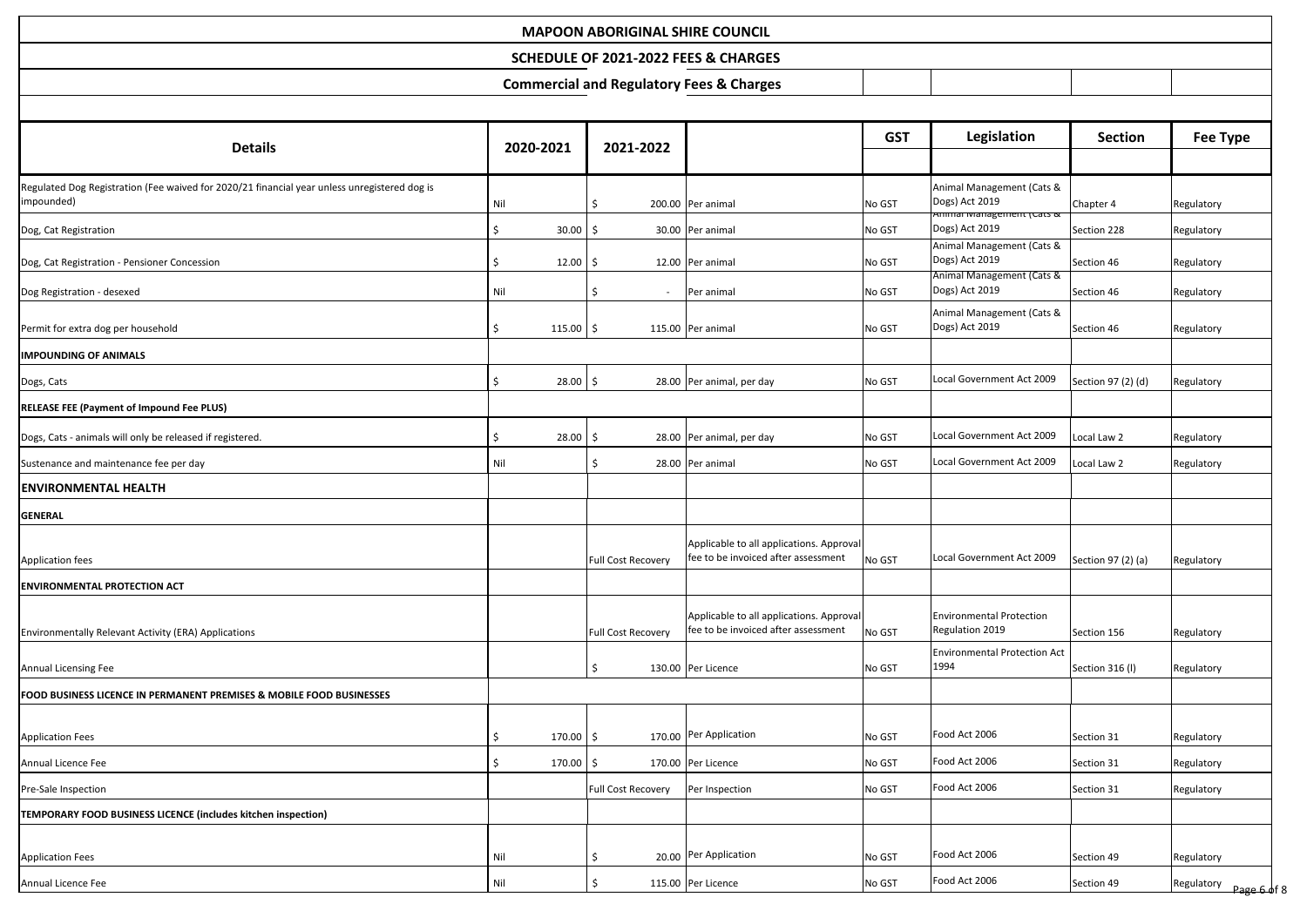# MAPOON ABORIGINAL SHIRE COUNCIL

## SCHEDULE OF 2021-2022 FEES & CHARGES

### Commercial and Regulatory Fees & Charges

| Details | 2020-2021 | 2021-2022 | | GST | Legislation | Section | Fee Type |
|---|---|---|---|---|---|---|---|
| Regulated Dog Registration (Fee waived for 2020/21 financial year unless unregistered dog is impounded) | Nil | $ 200.00 | Per animal | No GST | Animal Management (Cats & Dogs) Act 2019 | Chapter 4 | Regulatory |
| Dog, Cat Registration | $ 30.00 | $ 30.00 | Per animal | No GST | Animal Management (Cats & Dogs) Act 2019 | Section 228 | Regulatory |
| Dog, Cat Registration - Pensioner Concession | $ 12.00 | $ 12.00 | Per animal | No GST | Animal Management (Cats & Dogs) Act 2019 | Section 46 | Regulatory |
| Dog Registration - desexed | Nil | $ - | Per animal | No GST | Animal Management (Cats & Dogs) Act 2019 | Section 46 | Regulatory |
| Permit for extra dog per household | $ 115.00 | $ 115.00 | Per animal | No GST | Animal Management (Cats & Dogs) Act 2019 | Section 46 | Regulatory |
| **IMPOUNDING OF ANIMALS** | | | | | | | |
| Dogs, Cats | $ 28.00 | $ 28.00 | Per animal, per day | No GST | Local Government Act 2009 | Section 97 (2) (d) | Regulatory |
| **RELEASE FEE (Payment of Impound Fee PLUS)** | | | | | | | |
| Dogs, Cats - animals will only be released if registered. | $ 28.00 | $ 28.00 | Per animal, per day | No GST | Local Government Act 2009 | Local Law 2 | Regulatory |
| Sustenance and maintenance fee per day | Nil | $ 28.00 | Per animal | No GST | Local Government Act 2009 | Local Law 2 | Regulatory |
| **ENVIRONMENTAL HEALTH** | | | | | | | |
| **GENERAL** | | | | | | | |
| Application fees | | Full Cost Recovery | Applicable to all applications. Approval fee to be invoiced after assessment | No GST | Local Government Act 2009 | Section 97 (2) (a) | Regulatory |
| **ENVIRONMENTAL PROTECTION ACT** | | | | | | | |
| Environmentally Relevant Activity (ERA) Applications | | Full Cost Recovery | Applicable to all applications. Approval fee to be invoiced after assessment | No GST | Environmental Protection Regulation 2019 | Section 156 | Regulatory |
| Annual Licensing Fee | | $ 130.00 | Per Licence | No GST | Environmental Protection Act 1994 | Section 316 (l) | Regulatory |
| **FOOD BUSINESS LICENCE IN PERMANENT PREMISES & MOBILE FOOD BUSINESSES** | | | | | | | |
| Application Fees | $ 170.00 | $ 170.00 | Per Application | No GST | Food Act 2006 | Section 31 | Regulatory |
| Annual Licence Fee | $ 170.00 | $ 170.00 | Per Licence | No GST | Food Act 2006 | Section 31 | Regulatory |
| Pre-Sale Inspection | | Full Cost Recovery | Per Inspection | No GST | Food Act 2006 | Section 31 | Regulatory |
| **TEMPORARY FOOD BUSINESS LICENCE (includes kitchen inspection)** | | | | | | | |
| Application Fees | Nil | $ 20.00 | Per Application | No GST | Food Act 2006 | Section 49 | Regulatory |
| Annual Licence Fee | Nil | $ 115.00 | Per Licence | No GST | Food Act 2006 | Section 49 | Regulatory |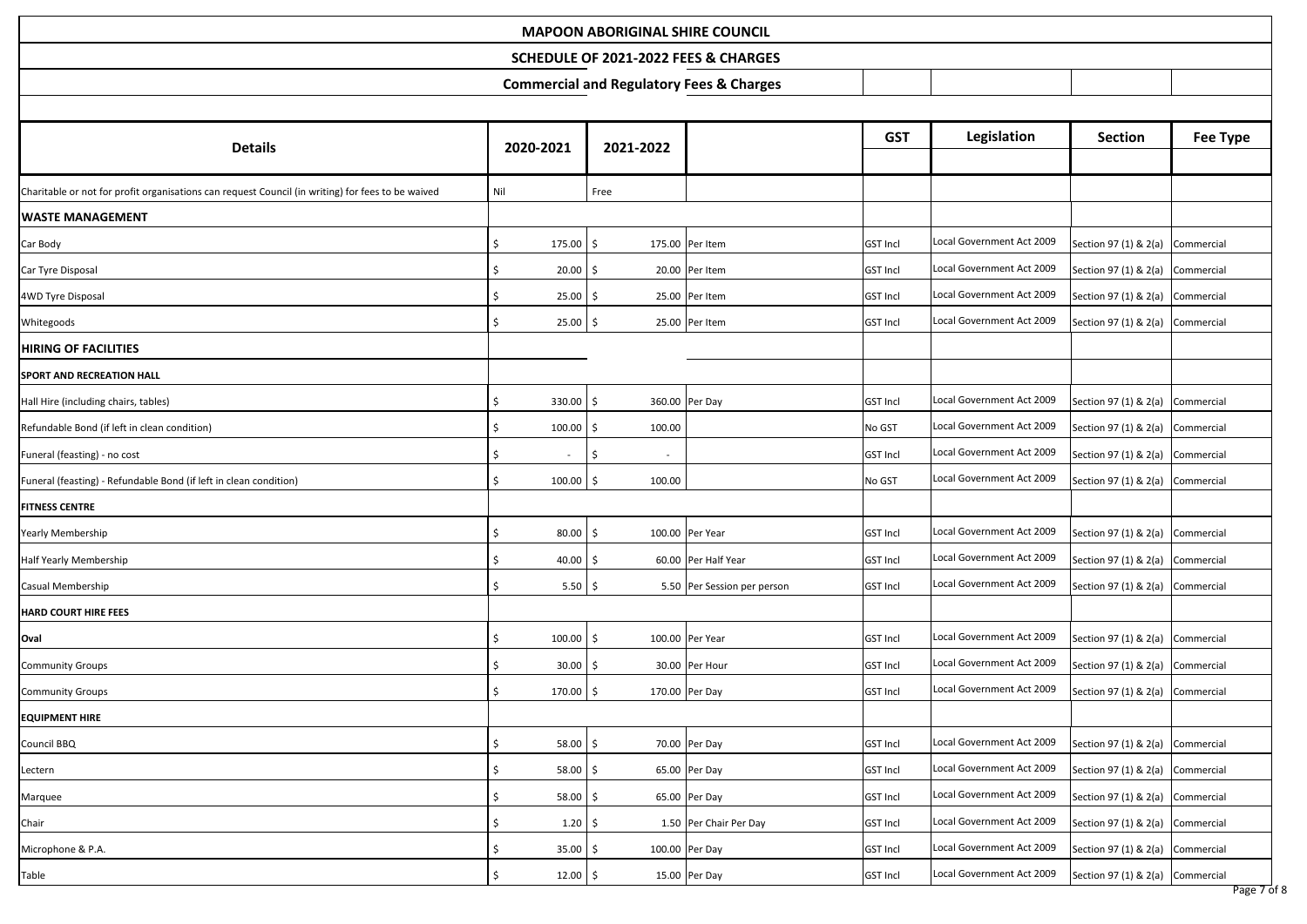# MAPOON ABORIGINAL SHIRE COUNCIL

## SCHEDULE OF 2021-2022 FEES & CHARGES

### Commercial and Regulatory Fees & Charges

| Details | 2020-2021 | 2021-2022 | | GST | Legislation | Section | Fee Type |
|---|---|---|---|---|---|---|---|
| Charitable or not for profit organisations can request Council (in writing) for fees to be waived | Nil | Free | | | | | |
| **WASTE MANAGEMENT** | | | | | | | |
| Car Body | $ 175.00 | $ 175.00 | Per Item | GST Incl | Local Government Act 2009 | Section 97 (1) & 2(a) | Commercial |
| Car Tyre Disposal | $ 20.00 | $ 20.00 | Per Item | GST Incl | Local Government Act 2009 | Section 97 (1) & 2(a) | Commercial |
| 4WD Tyre Disposal | $ 25.00 | $ 25.00 | Per Item | GST Incl | Local Government Act 2009 | Section 97 (1) & 2(a) | Commercial |
| Whitegoods | $ 25.00 | $ 25.00 | Per Item | GST Incl | Local Government Act 2009 | Section 97 (1) & 2(a) | Commercial |
| **HIRING OF FACILITIES** | | | | | | | |
| **SPORT AND RECREATION HALL** | | | | | | | |
| Hall Hire (including chairs, tables) | $ 330.00 | $ 360.00 | Per Day | GST Incl | Local Government Act 2009 | Section 97 (1) & 2(a) | Commercial |
| Refundable Bond (if left in clean condition) | $ 100.00 | $ 100.00 | | No GST | Local Government Act 2009 | Section 97 (1) & 2(a) | Commercial |
| Funeral (feasting) - no cost | $ - | $ - | | GST Incl | Local Government Act 2009 | Section 97 (1) & 2(a) | Commercial |
| Funeral (feasting) - Refundable Bond (if left in clean condition) | $ 100.00 | $ 100.00 | | No GST | Local Government Act 2009 | Section 97 (1) & 2(a) | Commercial |
| **FITNESS CENTRE** | | | | | | | |
| Yearly Membership | $ 80.00 | $ 100.00 | Per Year | GST Incl | Local Government Act 2009 | Section 97 (1) & 2(a) | Commercial |
| Half Yearly Membership | $ 40.00 | $ 60.00 | Per Half Year | GST Incl | Local Government Act 2009 | Section 97 (1) & 2(a) | Commercial |
| Casual Membership | $ 5.50 | $ 5.50 | Per Session per person | GST Incl | Local Government Act 2009 | Section 97 (1) & 2(a) | Commercial |
| **HARD COURT HIRE FEES** | | | | | | | |
| **Oval** | $ 100.00 | $ 100.00 | Per Year | GST Incl | Local Government Act 2009 | Section 97 (1) & 2(a) | Commercial |
| Community Groups | $ 30.00 | $ 30.00 | Per Hour | GST Incl | Local Government Act 2009 | Section 97 (1) & 2(a) | Commercial |
| Community Groups | $ 170.00 | $ 170.00 | Per Day | GST Incl | Local Government Act 2009 | Section 97 (1) & 2(a) | Commercial |
| **EQUIPMENT HIRE** | | | | | | | |
| Council BBQ | $ 58.00 | $ 70.00 | Per Day | GST Incl | Local Government Act 2009 | Section 97 (1) & 2(a) | Commercial |
| Lectern | $ 58.00 | $ 65.00 | Per Day | GST Incl | Local Government Act 2009 | Section 97 (1) & 2(a) | Commercial |
| Marquee | $ 58.00 | $ 65.00 | Per Day | GST Incl | Local Government Act 2009 | Section 97 (1) & 2(a) | Commercial |
| Chair | $ 1.20 | $ 1.50 | Per Chair Per Day | GST Incl | Local Government Act 2009 | Section 97 (1) & 2(a) | Commercial |
| Microphone & P.A. | $ 35.00 | $ 100.00 | Per Day | GST Incl | Local Government Act 2009 | Section 97 (1) & 2(a) | Commercial |
| Table | $ 12.00 | $ 15.00 | Per Day | GST Incl | Local Government Act 2009 | Section 97 (1) & 2(a) | Commercial |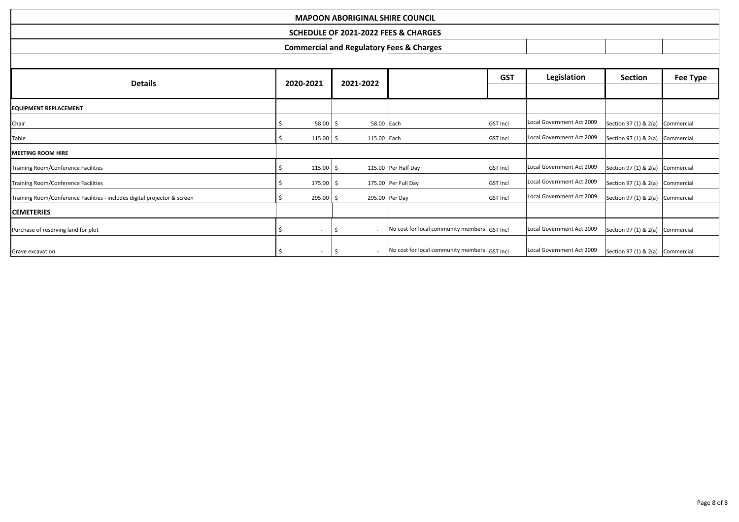# MAPOON ABORIGINAL SHIRE COUNCIL

## SCHEDULE OF 2021-2022 FEES & CHARGES

### Commercial and Regulatory Fees & Charges

| Details | 2020-2021 | 2021-2022 | | GST | Legislation | Section | Fee Type |
|---|---|---|---|---|---|---|---|
| **EQUIPMENT REPLACEMENT** | | | | | | | |
| Chair | $ 58.00 | $ 58.00 | Each | GST Incl | Local Government Act 2009 | Section 97 (1) & 2(a) | Commercial |
| Table | $ 115.00 | $ 115.00 | Each | GST Incl | Local Government Act 2009 | Section 97 (1) & 2(a) | Commercial |
| **MEETING ROOM HIRE** | | | | | | | |
| Training Room/Conference Facilities | $ 115.00 | $ 115.00 | Per Half Day | GST Incl | Local Government Act 2009 | Section 97 (1) & 2(a) | Commercial |
| Training Room/Conference Facilities | $ 175.00 | $ 175.00 | Per Full Day | GST Incl | Local Government Act 2009 | Section 97 (1) & 2(a) | Commercial |
| Training Room/Conference Facilities - includes digital projector & screen | $ 295.00 | $ 295.00 | Per Day | GST Incl | Local Government Act 2009 | Section 97 (1) & 2(a) | Commercial |
| **CEMETERIES** | | | | | | | |
| Purchase of reserving land for plot | $ - | $ - | No cost for local community members | GST Incl | Local Government Act 2009 | Section 97 (1) & 2(a) | Commercial |
| Grave excavation | $ - | $ - | No cost for local community members | GST Incl | Local Government Act 2009 | Section 97 (1) & 2(a) | Commercial |